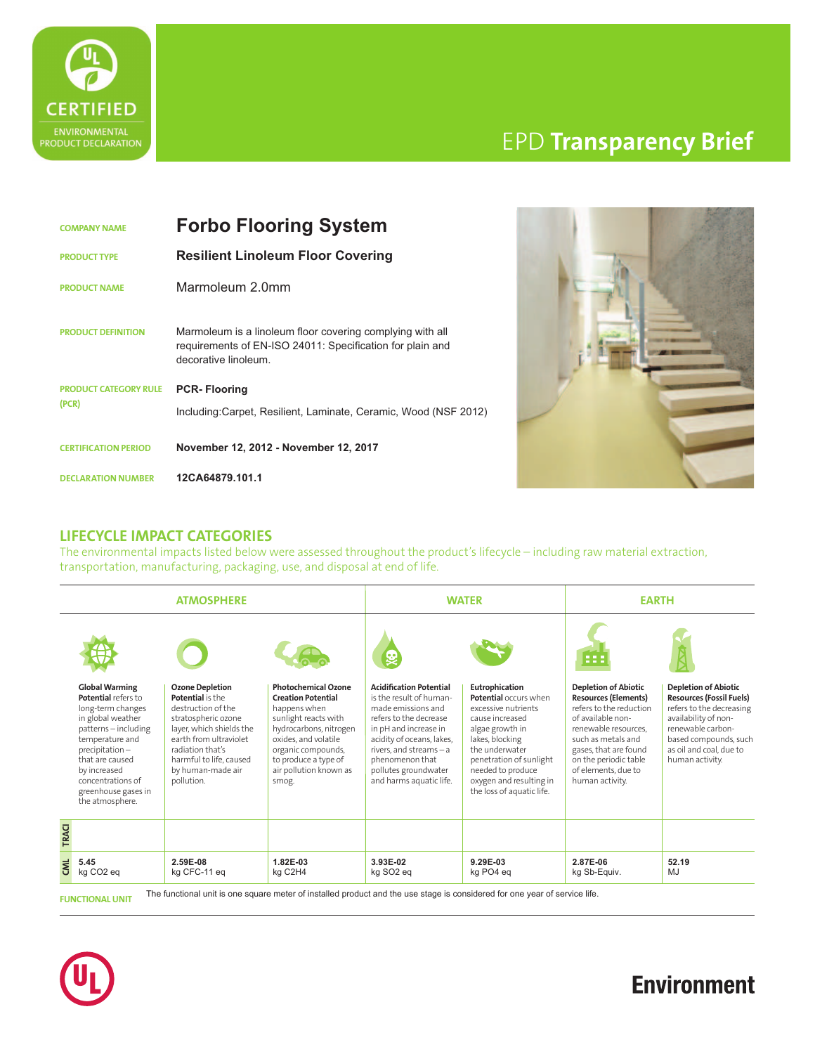# EPD **Transparency Brief**

CERTIFIED ENVIRONMENTAL PRODUCT DECLARATION

| | |
|---|---|
| **COMPANY NAME** | **Forbo Flooring System** |
| **PRODUCT TYPE** | **Resilient Linoleum Floor Covering** |
| **PRODUCT NAME** | Marmoleum 2.0mm |
| **PRODUCT DEFINITION** | Marmoleum is a linoleum floor covering complying with all requirements of EN-ISO 24011: Specification for plain and decorative linoleum. |
| **PRODUCT CATEGORY RULE (PCR)** | **PCR- Flooring** Including:Carpet, Resilient, Laminate, Ceramic, Wood (NSF 2012) |
| **CERTIFICATION PERIOD** | **November 12, 2012 - November 12, 2017** |
| **DECLARATION NUMBER** | **12CA64879.101.1** |

## LIFECYCLE IMPACT CATEGORIES

The environmental impacts listed below were assessed throughout the product's lifecycle – including raw material extraction, transportation, manufacturing, packaging, use, and disposal at end of life.

| | ATMOSPHERE | | | WATER | | EARTH | |
|---|---|---|---|---|---|---|---|
| | **Global Warming Potential** refers to long-term changes in global weather patterns – including temperature and precipitation – that are caused by increased concentrations of greenhouse gases in the atmosphere. | **Ozone Depletion Potential** is the destruction of the stratospheric ozone layer, which shields the earth from ultraviolet radiation that's harmful to life, caused by human-made air pollution. | **Photochemical Ozone Creation Potential** happens when sunlight reacts with hydrocarbons, nitrogen oxides, and volatile organic compounds, to produce a type of air pollution known as smog. | **Acidification Potential** is the result of human-made emissions and refers to the decrease in pH and increase in acidity of oceans, lakes, rivers, and streams – a phenomenon that pollutes groundwater and harms aquatic life. | **Eutrophication Potential** occurs when excessive nutrients cause increased algae growth in lakes, blocking the underwater penetration of sunlight needed to produce oxygen and resulting in the loss of aquatic life. | **Depletion of Abiotic Resources (Elements)** refers to the reduction of available non-renewable resources, such as metals and gases, that are found on the periodic table of elements, due to human activity. | **Depletion of Abiotic Resources (Fossil Fuels)** refers to the decreasing availability of non-renewable carbon-based compounds, such as oil and coal, due to human activity. |
| TRACI | | | | | | | |
| CML | 5.45 kg CO2 eq | 2.59E-08 kg CFC-11 eq | 1.82E-03 kg C2H4 | 3.93E-02 kg SO2 eq | 9.29E-03 kg PO4 eq | 2.87E-06 kg Sb-Equiv. | 52.19 MJ |

**FUNCTIONAL UNIT** The functional unit is one square meter of installed product and the use stage is considered for one year of service life.

**Environment**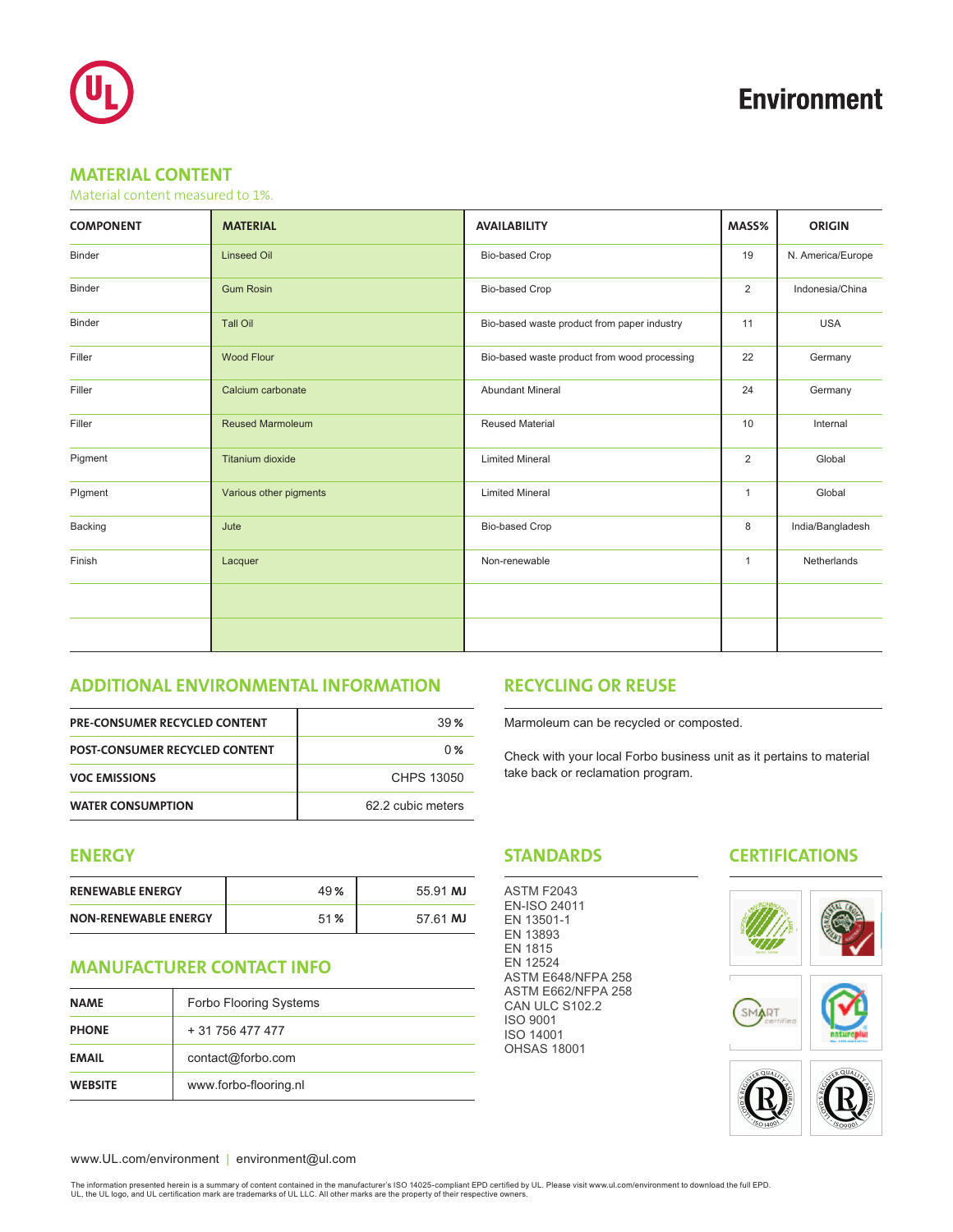# Environment

## MATERIAL CONTENT

Material content measured to 1%.

| COMPONENT | MATERIAL | AVAILABILITY | MASS% | ORIGIN |
|---|---|---|---|---|
| Binder | Linseed Oil | Bio-based Crop | 19 | N. America/Europe |
| Binder | Gum Rosin | Bio-based Crop | 2 | Indonesia/China |
| Binder | Tall Oil | Bio-based waste product from paper industry | 11 | USA |
| Filler | Wood Flour | Bio-based waste product from wood processing | 22 | Germany |
| Filler | Calcium carbonate | Abundant Mineral | 24 | Germany |
| Filler | Reused Marmoleum | Reused Material | 10 | Internal |
| Pigment | Titanium dioxide | Limited Mineral | 2 | Global |
| PIgment | Various other pigments | Limited Mineral | 1 | Global |
| Backing | Jute | Bio-based Crop | 8 | India/Bangladesh |
| Finish | Lacquer | Non-renewable | 1 | Netherlands |
| | | | | |
| | | | | |

## ADDITIONAL ENVIRONMENTAL INFORMATION

| | |
|---|---|
| **PRE-CONSUMER RECYCLED CONTENT** | 39 % |
| **POST-CONSUMER RECYCLED CONTENT** | 0 % |
| **VOC EMISSIONS** | CHPS 13050 |
| **WATER CONSUMPTION** | 62.2 cubic meters |

## ENERGY

| | | |
|---|---|---|
| **RENEWABLE ENERGY** | 49 % | 55.91 MJ |
| **NON-RENEWABLE ENERGY** | 51 % | 57.61 MJ |

## MANUFACTURER CONTACT INFO

| | |
|---|---|
| **NAME** | Forbo Flooring Systems |
| **PHONE** | + 31 756 477 477 |
| **EMAIL** | contact@forbo.com |
| **WEBSITE** | www.forbo-flooring.nl |

## RECYCLING OR REUSE

Marmoleum can be recycled or composted.

Check with your local Forbo business unit as it pertains to material take back or reclamation program.

## STANDARDS

ASTM F2043
EN-ISO 24011
EN 13501-1
EN 13893
EN 1815
EN 12524
ASTM E648/NFPA 258
ASTM E662/NFPA 258
CAN ULC S102.2
ISO 9001
ISO 14001
OHSAS 18001

## CERTIFICATIONS

www.UL.com/environment | environment@ul.com

The information presented herein is a summary of content contained in the manufacturer's ISO 14025-compliant EPD certified by UL. Please visit www.ul.com/environment to download the full EPD.
UL, the UL logo, and UL certification mark are trademarks of UL LLC. All other marks are the property of their respective owners.